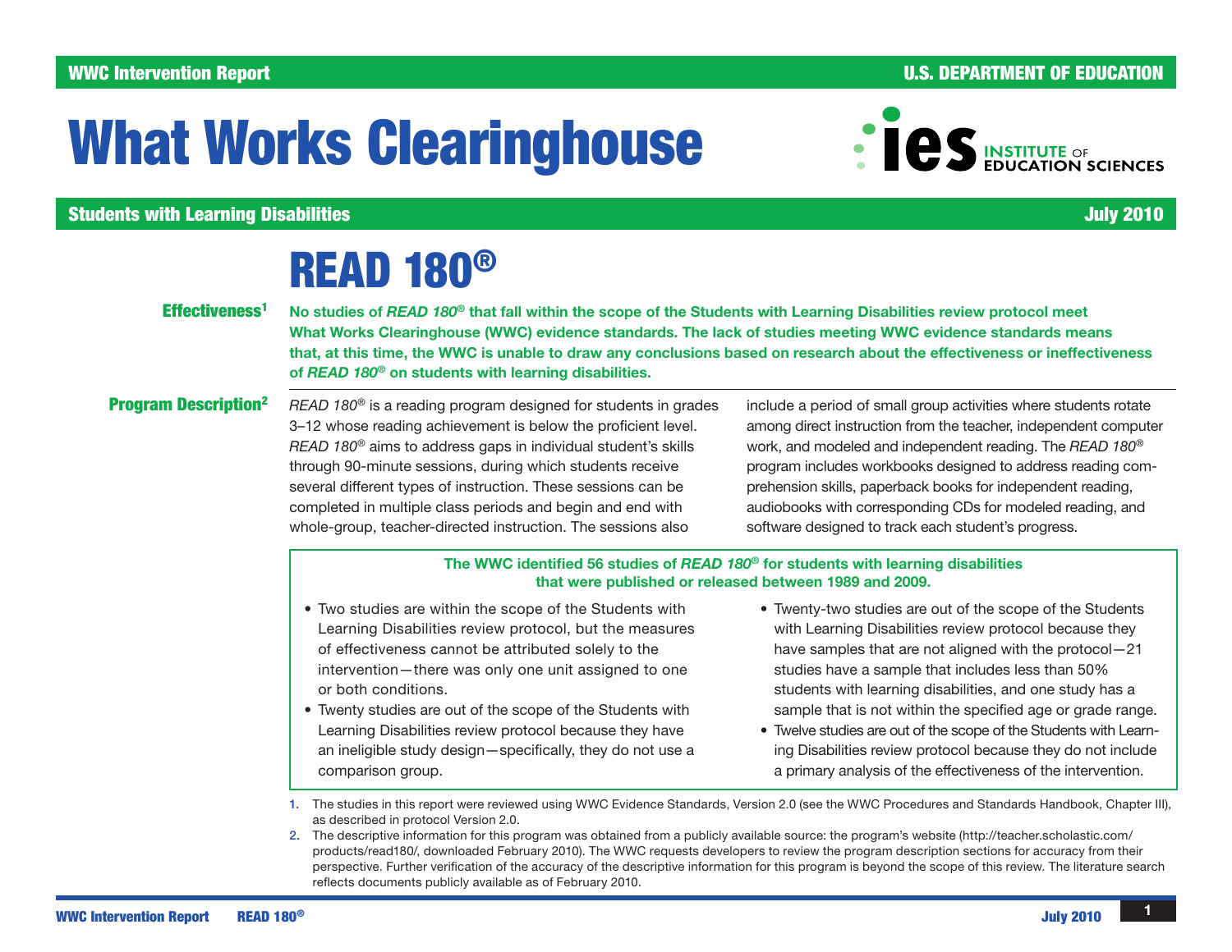WWC Intervention Report — U.S. DEPARTMENT OF EDUCATION

# What Works Clearinghouse

**Students with Learning Disabilities** — **July 2010**

## READ 180®

**Effectiveness[1]**

**No studies of *READ 180®* that fall within the scope of the Students with Learning Disabilities review protocol meet What Works Clearinghouse (WWC) evidence standards. The lack of studies meeting WWC evidence standards means that, at this time, the WWC is unable to draw any conclusions based on research about the effectiveness or ineffectiveness of *READ 180®* on students with learning disabilities.**

**Program Description[2]**

*READ 180®* is a reading program designed for students in grades 3–12 whose reading achievement is below the proficient level. *READ 180®* aims to address gaps in individual student's skills through 90-minute sessions, during which students receive several different types of instruction. These sessions can be completed in multiple class periods and begin and end with whole-group, teacher-directed instruction. The sessions also include a period of small group activities where students rotate among direct instruction from the teacher, independent computer work, and modeled and independent reading. The *READ 180®* program includes workbooks designed to address reading comprehension skills, paperback books for independent reading, audiobooks with corresponding CDs for modeled reading, and software designed to track each student's progress.

**The WWC identified 56 studies of *READ 180®* for students with learning disabilities that were published or released between 1989 and 2009.**

- Two studies are within the scope of the Students with Learning Disabilities review protocol, but the measures of effectiveness cannot be attributed solely to the intervention—there was only one unit assigned to one or both conditions.
- Twenty studies are out of the scope of the Students with Learning Disabilities review protocol because they have an ineligible study design—specifically, they do not use a comparison group.
- Twenty-two studies are out of the scope of the Students with Learning Disabilities review protocol because they have samples that are not aligned with the protocol—21 studies have a sample that includes less than 50% students with learning disabilities, and one study has a sample that is not within the specified age or grade range.
- Twelve studies are out of the scope of the Students with Learning Disabilities review protocol because they do not include a primary analysis of the effectiveness of the intervention.

1. The studies in this report were reviewed using WWC Evidence Standards, Version 2.0 (see the WWC Procedures and Standards Handbook, Chapter III), as described in protocol Version 2.0.
2. The descriptive information for this program was obtained from a publicly available source: the program's website (http://teacher.scholastic.com/products/read180/, downloaded February 2010). The WWC requests developers to review the program description sections for accuracy from their perspective. Further verification of the accuracy of the descriptive information for this program is beyond the scope of this review. The literature search reflects documents publicly available as of February 2010.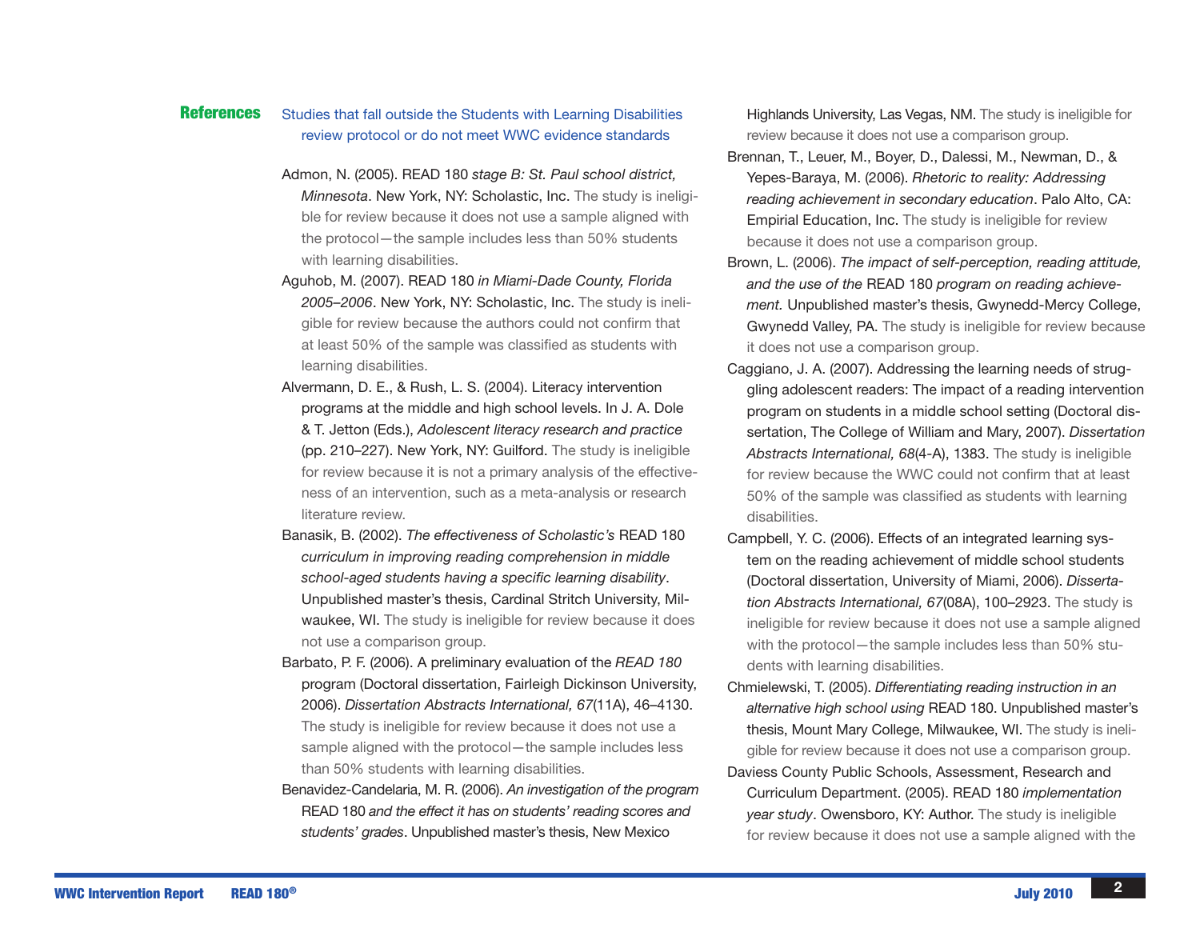## References

### Studies that fall outside the Students with Learning Disabilities review protocol or do not meet WWC evidence standards

Admon, N. (2005). READ 180 *stage B: St. Paul school district, Minnesota*. New York, NY: Scholastic, Inc. The study is ineligible for review because it does not use a sample aligned with the protocol—the sample includes less than 50% students with learning disabilities.

Aguhob, M. (2007). READ 180 *in Miami-Dade County, Florida 2005–2006*. New York, NY: Scholastic, Inc. The study is ineligible for review because the authors could not confirm that at least 50% of the sample was classified as students with learning disabilities.

Alvermann, D. E., & Rush, L. S. (2004). Literacy intervention programs at the middle and high school levels. In J. A. Dole & T. Jetton (Eds.), *Adolescent literacy research and practice* (pp. 210–227). New York, NY: Guilford. The study is ineligible for review because it is not a primary analysis of the effectiveness of an intervention, such as a meta-analysis or research literature review.

Banasik, B. (2002). *The effectiveness of Scholastic's* READ 180 *curriculum in improving reading comprehension in middle school-aged students having a specific learning disability*. Unpublished master's thesis, Cardinal Stritch University, Milwaukee, WI. The study is ineligible for review because it does not use a comparison group.

Barbato, P. F. (2006). A preliminary evaluation of the *READ 180* program (Doctoral dissertation, Fairleigh Dickinson University, 2006). *Dissertation Abstracts International, 67*(11A), 46–4130. The study is ineligible for review because it does not use a sample aligned with the protocol—the sample includes less than 50% students with learning disabilities.

Benavidez-Candelaria, M. R. (2006). *An investigation of the program* READ 180 *and the effect it has on students' reading scores and students' grades*. Unpublished master's thesis, New Mexico Highlands University, Las Vegas, NM. The study is ineligible for review because it does not use a comparison group.

Brennan, T., Leuer, M., Boyer, D., Dalessi, M., Newman, D., & Yepes-Baraya, M. (2006). *Rhetoric to reality: Addressing reading achievement in secondary education*. Palo Alto, CA: Empirial Education, Inc. The study is ineligible for review because it does not use a comparison group.

Brown, L. (2006). *The impact of self-perception, reading attitude, and the use of the* READ 180 *program on reading achievement.* Unpublished master's thesis, Gwynedd-Mercy College, Gwynedd Valley, PA. The study is ineligible for review because it does not use a comparison group.

Caggiano, J. A. (2007). Addressing the learning needs of struggling adolescent readers: The impact of a reading intervention program on students in a middle school setting (Doctoral dissertation, The College of William and Mary, 2007). *Dissertation Abstracts International, 68*(4-A), 1383. The study is ineligible for review because the WWC could not confirm that at least 50% of the sample was classified as students with learning disabilities.

Campbell, Y. C. (2006). Effects of an integrated learning system on the reading achievement of middle school students (Doctoral dissertation, University of Miami, 2006). *Dissertation Abstracts International, 67*(08A), 100–2923. The study is ineligible for review because it does not use a sample aligned with the protocol—the sample includes less than 50% students with learning disabilities.

Chmielewski, T. (2005). *Differentiating reading instruction in an alternative high school using* READ 180. Unpublished master's thesis, Mount Mary College, Milwaukee, WI. The study is ineligible for review because it does not use a comparison group.

Daviess County Public Schools, Assessment, Research and Curriculum Department. (2005). READ 180 *implementation year study*. Owensboro, KY: Author. The study is ineligible for review because it does not use a sample aligned with the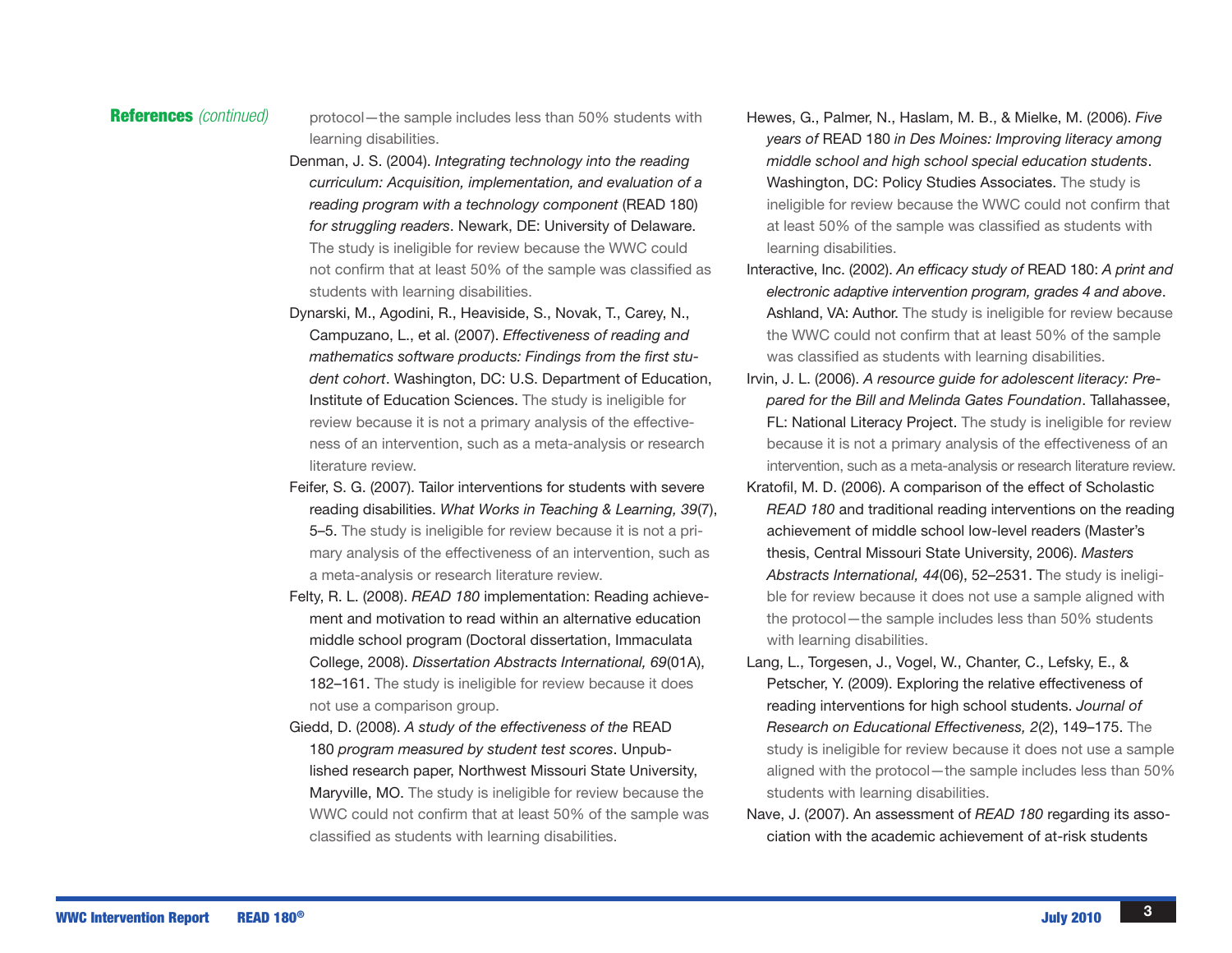**References** *(continued)*

protocol—the sample includes less than 50% students with learning disabilities.

Denman, J. S. (2004). *Integrating technology into the reading curriculum: Acquisition, implementation, and evaluation of a reading program with a technology component* (READ 180) *for struggling readers*. Newark, DE: University of Delaware. The study is ineligible for review because the WWC could not confirm that at least 50% of the sample was classified as students with learning disabilities.

Dynarski, M., Agodini, R., Heaviside, S., Novak, T., Carey, N., Campuzano, L., et al. (2007). *Effectiveness of reading and mathematics software products: Findings from the first student cohort*. Washington, DC: U.S. Department of Education, Institute of Education Sciences. The study is ineligible for review because it is not a primary analysis of the effectiveness of an intervention, such as a meta-analysis or research literature review.

Feifer, S. G. (2007). Tailor interventions for students with severe reading disabilities. *What Works in Teaching & Learning, 39*(7), 5–5. The study is ineligible for review because it is not a primary analysis of the effectiveness of an intervention, such as a meta-analysis or research literature review.

Felty, R. L. (2008). *READ 180* implementation: Reading achievement and motivation to read within an alternative education middle school program (Doctoral dissertation, Immaculata College, 2008). *Dissertation Abstracts International, 69*(01A), 182–161. The study is ineligible for review because it does not use a comparison group.

Giedd, D. (2008). *A study of the effectiveness of the* READ 180 *program measured by student test scores*. Unpublished research paper, Northwest Missouri State University, Maryville, MO. The study is ineligible for review because the WWC could not confirm that at least 50% of the sample was classified as students with learning disabilities.

Hewes, G., Palmer, N., Haslam, M. B., & Mielke, M. (2006). *Five years of* READ 180 *in Des Moines: Improving literacy among middle school and high school special education students*. Washington, DC: Policy Studies Associates. The study is ineligible for review because the WWC could not confirm that at least 50% of the sample was classified as students with learning disabilities.

Interactive, Inc. (2002). *An efficacy study of* READ 180: *A print and electronic adaptive intervention program, grades 4 and above*. Ashland, VA: Author. The study is ineligible for review because the WWC could not confirm that at least 50% of the sample was classified as students with learning disabilities.

Irvin, J. L. (2006). *A resource guide for adolescent literacy: Prepared for the Bill and Melinda Gates Foundation*. Tallahassee, FL: National Literacy Project. The study is ineligible for review because it is not a primary analysis of the effectiveness of an intervention, such as a meta-analysis or research literature review.

Kratofil, M. D. (2006). A comparison of the effect of Scholastic *READ 180* and traditional reading interventions on the reading achievement of middle school low-level readers (Master's thesis, Central Missouri State University, 2006). *Masters Abstracts International, 44*(06), 52–2531. The study is ineligible for review because it does not use a sample aligned with the protocol—the sample includes less than 50% students with learning disabilities.

Lang, L., Torgesen, J., Vogel, W., Chanter, C., Lefsky, E., & Petscher, Y. (2009). Exploring the relative effectiveness of reading interventions for high school students. *Journal of Research on Educational Effectiveness, 2*(2), 149–175. The study is ineligible for review because it does not use a sample aligned with the protocol—the sample includes less than 50% students with learning disabilities.

Nave, J. (2007). An assessment of *READ 180* regarding its association with the academic achievement of at-risk students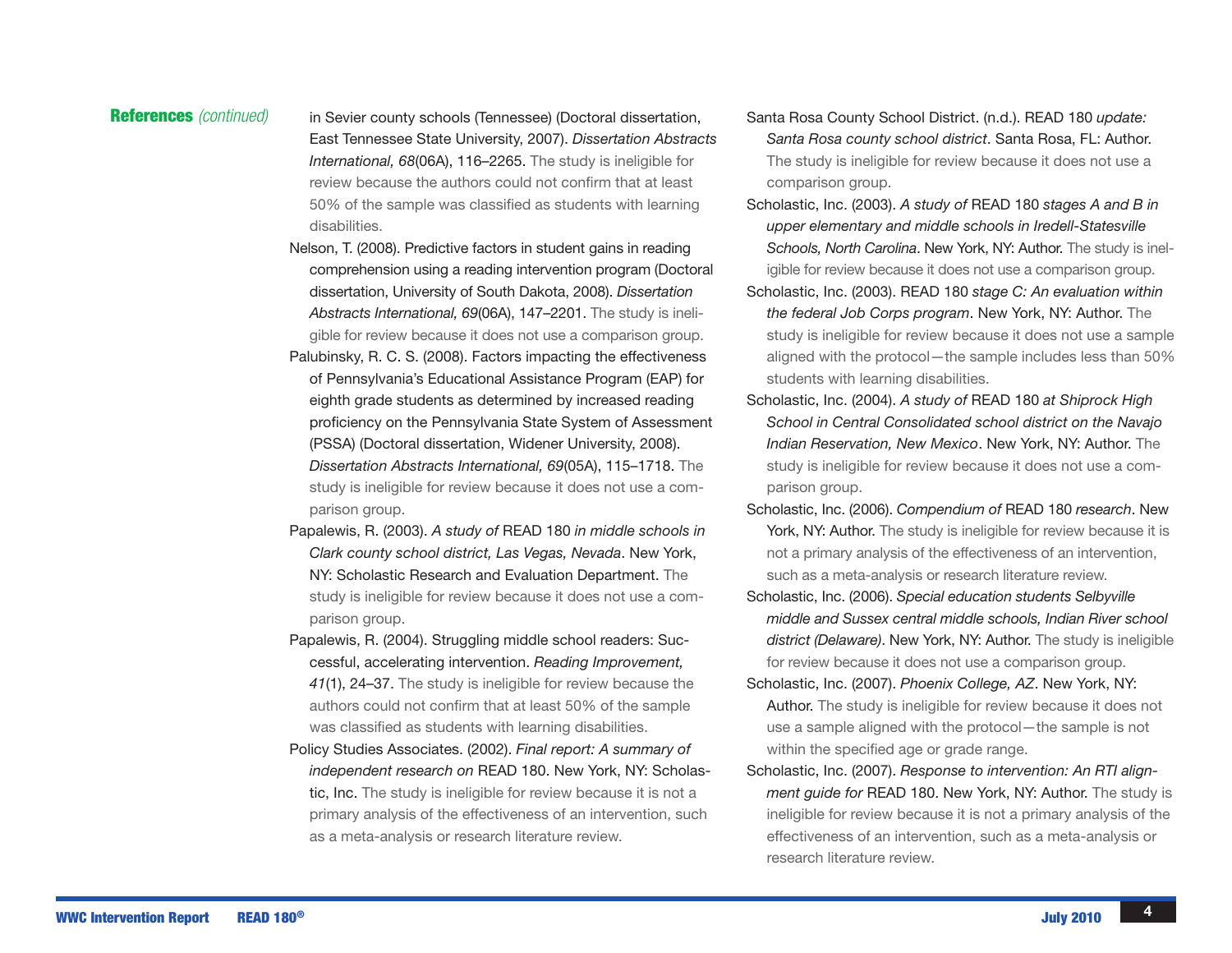**References** *(continued)*

in Sevier county schools (Tennessee) (Doctoral dissertation, East Tennessee State University, 2007). *Dissertation Abstracts International, 68*(06A), 116–2265. The study is ineligible for review because the authors could not confirm that at least 50% of the sample was classified as students with learning disabilities.

Nelson, T. (2008). Predictive factors in student gains in reading comprehension using a reading intervention program (Doctoral dissertation, University of South Dakota, 2008). *Dissertation Abstracts International, 69*(06A), 147–2201. The study is ineligible for review because it does not use a comparison group.

Palubinsky, R. C. S. (2008). Factors impacting the effectiveness of Pennsylvania's Educational Assistance Program (EAP) for eighth grade students as determined by increased reading proficiency on the Pennsylvania State System of Assessment (PSSA) (Doctoral dissertation, Widener University, 2008). *Dissertation Abstracts International, 69*(05A), 115–1718. The study is ineligible for review because it does not use a comparison group.

Papalewis, R. (2003). *A study of* READ 180 *in middle schools in Clark county school district, Las Vegas, Nevada*. New York, NY: Scholastic Research and Evaluation Department. The study is ineligible for review because it does not use a comparison group.

Papalewis, R. (2004). Struggling middle school readers: Successful, accelerating intervention. *Reading Improvement, 41*(1), 24–37. The study is ineligible for review because the authors could not confirm that at least 50% of the sample was classified as students with learning disabilities.

Policy Studies Associates. (2002). *Final report: A summary of independent research on* READ 180. New York, NY: Scholastic, Inc. The study is ineligible for review because it is not a primary analysis of the effectiveness of an intervention, such as a meta-analysis or research literature review.

Santa Rosa County School District. (n.d.). READ 180 *update: Santa Rosa county school district*. Santa Rosa, FL: Author. The study is ineligible for review because it does not use a comparison group.

Scholastic, Inc. (2003). *A study of* READ 180 *stages A and B in upper elementary and middle schools in Iredell-Statesville Schools, North Carolina*. New York, NY: Author. The study is ineligible for review because it does not use a comparison group.

Scholastic, Inc. (2003). READ 180 *stage C: An evaluation within the federal Job Corps program*. New York, NY: Author. The study is ineligible for review because it does not use a sample aligned with the protocol—the sample includes less than 50% students with learning disabilities.

Scholastic, Inc. (2004). *A study of* READ 180 *at Shiprock High School in Central Consolidated school district on the Navajo Indian Reservation, New Mexico*. New York, NY: Author. The study is ineligible for review because it does not use a comparison group.

Scholastic, Inc. (2006). *Compendium of* READ 180 *research*. New York, NY: Author. The study is ineligible for review because it is not a primary analysis of the effectiveness of an intervention, such as a meta-analysis or research literature review.

Scholastic, Inc. (2006). *Special education students Selbyville middle and Sussex central middle schools, Indian River school district (Delaware)*. New York, NY: Author. The study is ineligible for review because it does not use a comparison group.

Scholastic, Inc. (2007). *Phoenix College, AZ*. New York, NY: Author. The study is ineligible for review because it does not use a sample aligned with the protocol—the sample is not within the specified age or grade range.

Scholastic, Inc. (2007). *Response to intervention: An RTI alignment guide for* READ 180. New York, NY: Author. The study is ineligible for review because it is not a primary analysis of the effectiveness of an intervention, such as a meta-analysis or research literature review.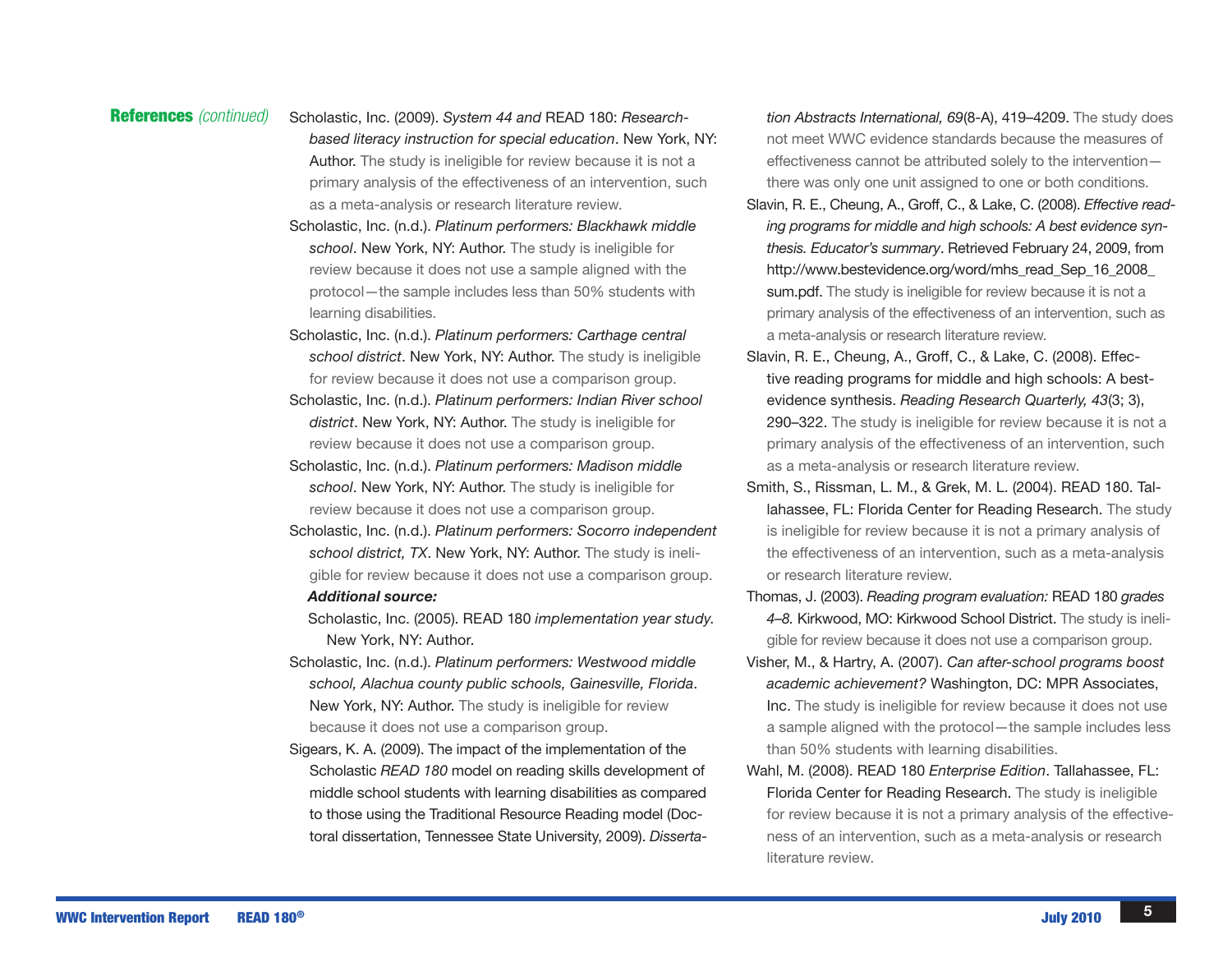**References** *(continued)*

Scholastic, Inc. (2009). *System 44 and* READ 180: *Research-based literacy instruction for special education*. New York, NY: Author. The study is ineligible for review because it is not a primary analysis of the effectiveness of an intervention, such as a meta-analysis or research literature review.

Scholastic, Inc. (n.d.). *Platinum performers: Blackhawk middle school*. New York, NY: Author. The study is ineligible for review because it does not use a sample aligned with the protocol—the sample includes less than 50% students with learning disabilities.

Scholastic, Inc. (n.d.). *Platinum performers: Carthage central school district*. New York, NY: Author. The study is ineligible for review because it does not use a comparison group.

Scholastic, Inc. (n.d.). *Platinum performers: Indian River school district*. New York, NY: Author. The study is ineligible for review because it does not use a comparison group.

Scholastic, Inc. (n.d.). *Platinum performers: Madison middle school*. New York, NY: Author. The study is ineligible for review because it does not use a comparison group.

Scholastic, Inc. (n.d.). *Platinum performers: Socorro independent school district, TX*. New York, NY: Author. The study is ineligible for review because it does not use a comparison group.

***Additional source:***

Scholastic, Inc. (2005). READ 180 *implementation year study*. New York, NY: Author.

Scholastic, Inc. (n.d.). *Platinum performers: Westwood middle school, Alachua county public schools, Gainesville, Florida*. New York, NY: Author. The study is ineligible for review because it does not use a comparison group.

Sigears, K. A. (2009). The impact of the implementation of the Scholastic *READ 180* model on reading skills development of middle school students with learning disabilities as compared to those using the Traditional Resource Reading model (Doctoral dissertation, Tennessee State University, 2009). *Dissertation Abstracts International, 69*(8-A), 419–4209. The study does not meet WWC evidence standards because the measures of effectiveness cannot be attributed solely to the intervention—there was only one unit assigned to one or both conditions.

Slavin, R. E., Cheung, A., Groff, C., & Lake, C. (2008). *Effective reading programs for middle and high schools: A best evidence synthesis. Educator's summary*. Retrieved February 24, 2009, from http://www.bestevidence.org/word/mhs_read_Sep_16_2008_sum.pdf. The study is ineligible for review because it is not a primary analysis of the effectiveness of an intervention, such as a meta-analysis or research literature review.

Slavin, R. E., Cheung, A., Groff, C., & Lake, C. (2008). Effective reading programs for middle and high schools: A best-evidence synthesis. *Reading Research Quarterly, 43*(3; 3), 290–322. The study is ineligible for review because it is not a primary analysis of the effectiveness of an intervention, such as a meta-analysis or research literature review.

Smith, S., Rissman, L. M., & Grek, M. L. (2004). READ 180. Tallahassee, FL: Florida Center for Reading Research. The study is ineligible for review because it is not a primary analysis of the effectiveness of an intervention, such a meta-analysis or research literature review.

Thomas, J. (2003). *Reading program evaluation:* READ 180 *grades 4–8.* Kirkwood, MO: Kirkwood School District. The study is ineligible for review because it does not use a comparison group.

Visher, M., & Hartry, A. (2007). *Can after-school programs boost academic achievement?* Washington, DC: MPR Associates, Inc. The study is ineligible for review because it does not use a sample aligned with the protocol—the sample includes less than 50% students with learning disabilities.

Wahl, M. (2008). READ 180 *Enterprise Edition*. Tallahassee, FL: Florida Center for Reading Research. The study is ineligible for review because it is not a primary analysis of the effectiveness of an intervention, such as a meta-analysis or research literature review.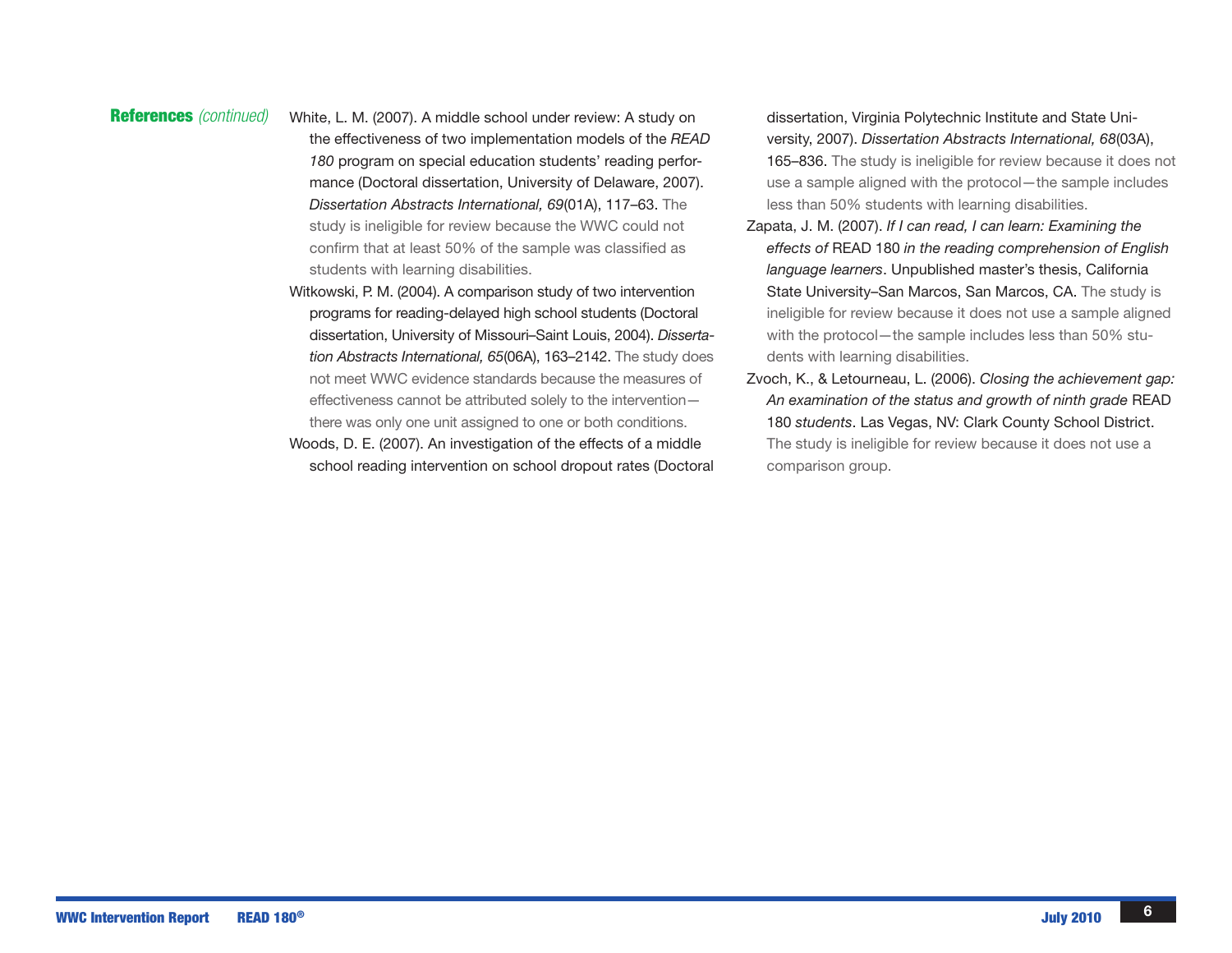**References** *(continued)*

White, L. M. (2007). A middle school under review: A study on the effectiveness of two implementation models of the *READ 180* program on special education students' reading performance (Doctoral dissertation, University of Delaware, 2007). *Dissertation Abstracts International, 69*(01A), 117–63. The study is ineligible for review because the WWC could not confirm that at least 50% of the sample was classified as students with learning disabilities.

Witkowski, P. M. (2004). A comparison study of two intervention programs for reading-delayed high school students (Doctoral dissertation, University of Missouri–Saint Louis, 2004). *Dissertation Abstracts International, 65*(06A), 163–2142. The study does not meet WWC evidence standards because the measures of effectiveness cannot be attributed solely to the intervention—there was only one unit assigned to one or both conditions.

Woods, D. E. (2007). An investigation of the effects of a middle school reading intervention on school dropout rates (Doctoral dissertation, Virginia Polytechnic Institute and State University, 2007). *Dissertation Abstracts International, 68*(03A), 165–836. The study is ineligible for review because it does not use a sample aligned with the protocol—the sample includes less than 50% students with learning disabilities.

Zapata, J. M. (2007). *If I can read, I can learn: Examining the effects of* READ 180 *in the reading comprehension of English language learners*. Unpublished master's thesis, California State University–San Marcos, San Marcos, CA. The study is ineligible for review because it does not use a sample aligned with the protocol—the sample includes less than 50% students with learning disabilities.

Zvoch, K., & Letourneau, L. (2006). *Closing the achievement gap: An examination of the status and growth of ninth grade* READ 180 *students*. Las Vegas, NV: Clark County School District. The study is ineligible for review because it does not use a comparison group.